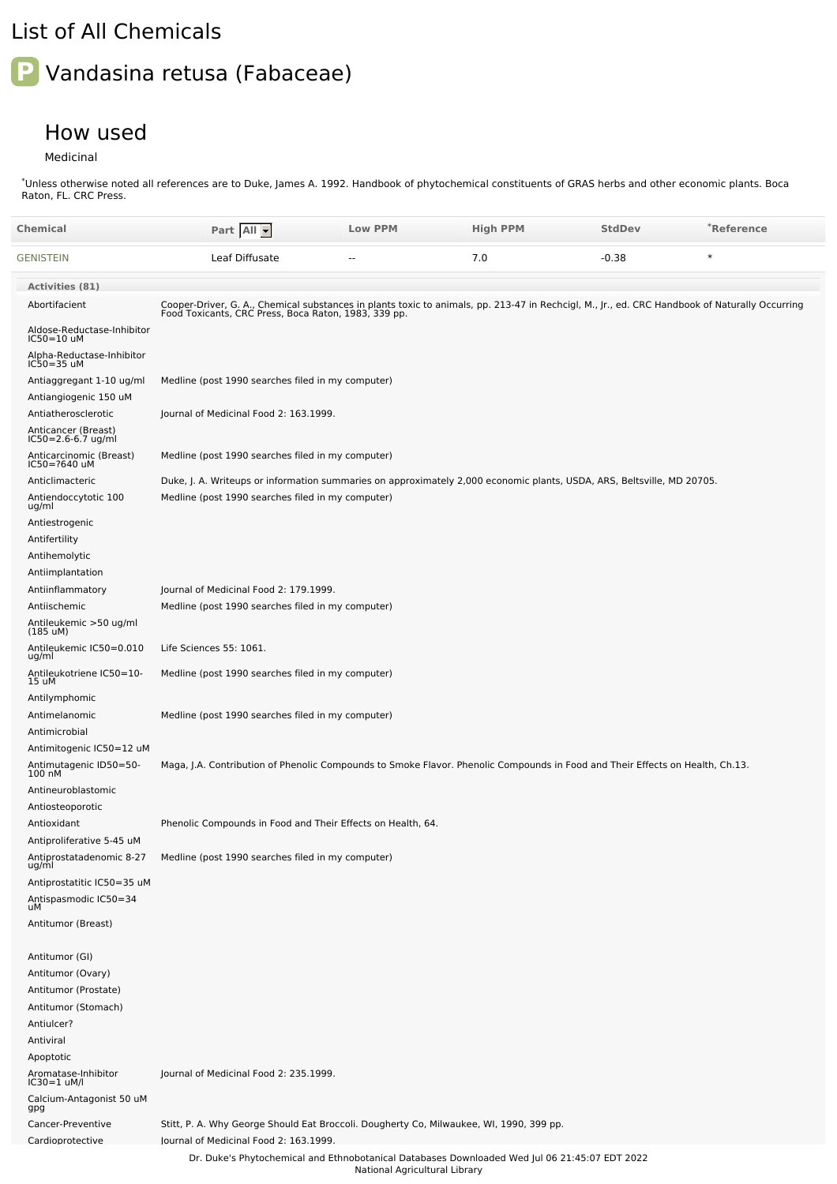# List of All Chemicals

## P Vandasina retusa (Fabaceae)

### How used

Medicinal

*Unless otherwise noted all references are to Duke, James A. 1992. Handbook of phytochemical constituents of GRAS herbs and other economic plants. Boca Raton, FL. CRC Press.

| Chemical | Part All | Low PPM | High PPM | StdDev | *Reference |
|---|---|---|---|---|---|
| GENISTEIN | Leaf Diffusate | -- | 7.0 | -0.38 | * |

| Activities (81) | |
|---|---|
| Abortifacient | Cooper-Driver, G. A., Chemical substances in plants toxic to animals, pp. 213-47 in Rechcigl, M., Jr., ed. CRC Handbook of Naturally Occurring Food Toxicants, CRC Press, Boca Raton, 1983, 339 pp. |
| Aldose-Reductase-Inhibitor IC50=10 uM | |
| Alpha-Reductase-Inhibitor IC50=35 uM | |
| Antiaggregant 1-10 ug/ml | Medline (post 1990 searches filed in my computer) |
| Antiangiogenic 150 uM | |
| Antiatherosclerotic | Journal of Medicinal Food 2: 163.1999. |
| Anticancer (Breast) IC50=2.6-6.7 ug/ml | |
| Anticarcinomic (Breast) IC50=?640 uM | Medline (post 1990 searches filed in my computer) |
| Anticlimacteric | Duke, J. A. Writeups or information summaries on approximately 2,000 economic plants, USDA, ARS, Beltsville, MD 20705. |
| Antiendoccytotic 100 ug/ml | Medline (post 1990 searches filed in my computer) |
| Antiestrogenic | |
| Antifertility | |
| Antihemolytic | |
| Antiimplantation | |
| Antiinflammatory | Journal of Medicinal Food 2: 179.1999. |
| Antiischemic | Medline (post 1990 searches filed in my computer) |
| Antileukemic >50 ug/ml (185 uM) | |
| Antileukemic IC50=0.010 ug/ml | Life Sciences 55: 1061. |
| Antileukotriene IC50=10-15 uM | Medline (post 1990 searches filed in my computer) |
| Antilymphomic | |
| Antimelanomic | Medline (post 1990 searches filed in my computer) |
| Antimicrobial | |
| Antimitogenic IC50=12 uM | |
| Antimutagenic ID50=50-100 nM | Maga, J.A. Contribution of Phenolic Compounds to Smoke Flavor. Phenolic Compounds in Food and Their Effects on Health, Ch.13. |
| Antineuroblastomic | |
| Antiosteoporotic | |
| Antioxidant | Phenolic Compounds in Food and Their Effects on Health, 64. |
| Antiproliferative 5-45 uM | |
| Antiprostatadenomic 8-27 ug/ml | Medline (post 1990 searches filed in my computer) |
| Antiprostatitic IC50=35 uM | |
| Antispasmodic IC50=34 uM | |
| Antitumor (Breast) | |
| Antitumor (GI) | |
| Antitumor (Ovary) | |
| Antitumor (Prostate) | |
| Antitumor (Stomach) | |
| Antiulcer? | |
| Antiviral | |
| Apoptotic | |
| Aromatase-Inhibitor IC30=1 uM/l | Journal of Medicinal Food 2: 235.1999. |
| Calcium-Antagonist 50 uM gpg | |
| Cancer-Preventive | Stitt, P. A. Why George Should Eat Broccoli. Dougherty Co, Milwaukee, WI, 1990, 399 pp. |
| Cardioprotective | Journal of Medicinal Food 2: 163.1999. |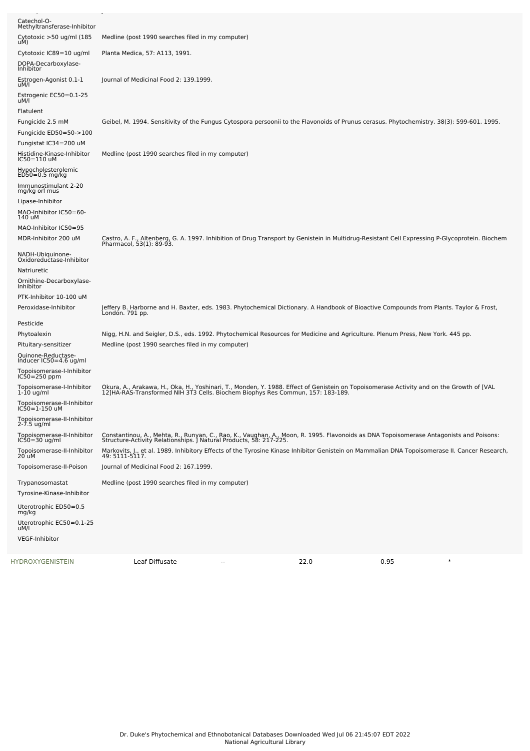| | |
|---|---|
| Catechol-O-Methyltransferase-Inhibitor | |
| Cytotoxic >50 ug/ml (185 uM) | Medline (post 1990 searches filed in my computer) |
| Cytotoxic IC89=10 ug/ml | Planta Medica, 57: A113, 1991. |
| DOPA-Decarboxylase-Inhibitor | |
| Estrogen-Agonist 0.1-1 uM/l | Journal of Medicinal Food 2: 139.1999. |
| Estrogenic EC50=0.1-25 uM/l | |
| Flatulent | |
| Fungicide 2.5 mM | Geibel, M. 1994. Sensitivity of the Fungus Cytospora persoonii to the Flavonoids of Prunus cerasus. Phytochemistry. 38(3): 599-601. 1995. |
| Fungicide ED50=50->100 | |
| Fungistat IC34=200 uM | |
| Histidine-Kinase-Inhibitor IC50=110 uM | Medline (post 1990 searches filed in my computer) |
| Hypocholesterolemic ED50=0.5 mg/kg | |
| Immunostimulant 2-20 mg/kg orl mus | |
| Lipase-Inhibitor | |
| MAO-Inhibitor IC50=60-140 uM | |
| MAO-Inhibitor IC50=95 | |
| MDR-Inhibitor 200 uM | Castro, A. F., Altenberg, G. A. 1997. Inhibition of Drug Transport by Genistein in Multidrug-Resistant Cell Expressing P-Glycoprotein. Biochem Pharmacol, 53(1): 89-93. |
| NADH-Ubiquinone-Oxidoreductase-Inhibitor | |
| Natriuretic | |
| Ornithine-Decarboxylase-Inhibitor | |
| PTK-Inhibitor 10-100 uM | |
| Peroxidase-Inhibitor | Jeffery B. Harborne and H. Baxter, eds. 1983. Phytochemical Dictionary. A Handbook of Bioactive Compounds from Plants. Taylor & Frost, London. 791 pp. |
| Pesticide | |
| Phytoalexin | Nigg, H.N. and Seigler, D.S., eds. 1992. Phytochemical Resources for Medicine and Agriculture. Plenum Press, New York. 445 pp. |
| Pituitary-sensitizer | Medline (post 1990 searches filed in my computer) |
| Quinone-Reductase-Inducer IC50=4.6 ug/ml | |
| Topoisomerase-I-Inhibitor IC50=250 ppm | |
| Topoisomerase-I-Inhibitor 1-10 ug/ml | Okura, A., Arakawa, H., Oka, H., Yoshinari, T., Monden, Y. 1988. Effect of Genistein on Topoisomerase Activity and on the Growth of [VAL 12]HA-RAS-Transformed NIH 3T3 Cells. Biochem Biophys Res Commun, 157: 183-189. |
| Topoisomerase-II-Inhibitor IC50=1-150 uM | |
| Topoisomerase-II-Inhibitor 2-7.5 ug/ml | |
| Topoisomerase-II-Inhibitor IC50=30 ug/ml | Constantinou, A., Mehta, R., Runyan, C., Rao, K., Vaughan, A., Moon, R. 1995. Flavonoids as DNA Topoisomerase Antagonists and Poisons: Structure-Activity Relationships. J Natural Products, 58: 217-225. |
| Topoisomerase-II-Inhibitor 20 uM | Markovits, J., et al. 1989. Inhibitory Effects of the Tyrosine Kinase Inhibitor Genistein on Mammalian DNA Topoisomerase II. Cancer Research, 49: 5111-5117. |
| Topoisomerase-II-Poison | Journal of Medicinal Food 2: 167.1999. |
| Trypanosomastat | Medline (post 1990 searches filed in my computer) |
| Tyrosine-Kinase-Inhibitor | |
| Uterotrophic ED50=0.5 mg/kg | |
| Uterotrophic EC50=0.1-25 uM/l | |
| VEGF-Inhibitor | |

| | | | | | |
|---|---|---|---|---|---|
| HYDROXYGENISTEIN | Leaf Diffusate | -- | 22.0 | 0.95 | * |